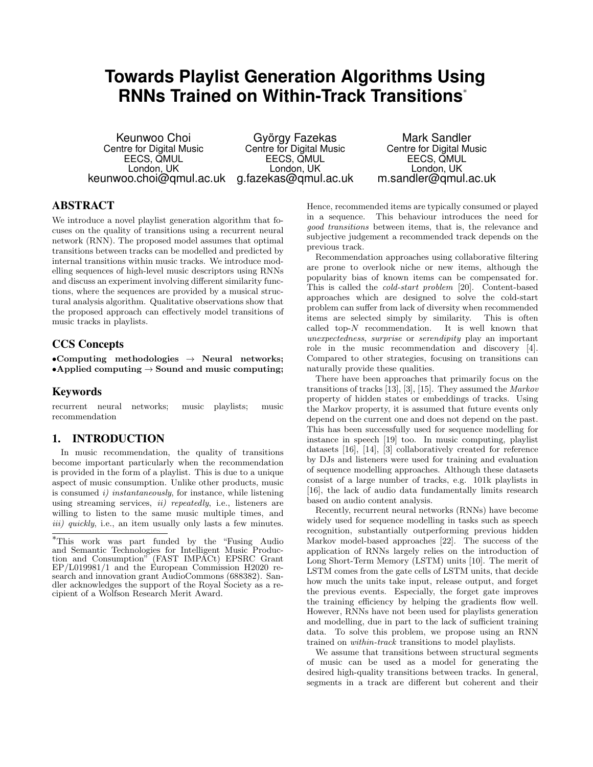# Towards Playlist Generation Algorithms Using RNNs Trained on Within-Track Transitions*

Keunwoo Choi
Centre for Digital Music
EECS, QMUL
London, UK
keunwoo.choi@qmul.ac.uk

György Fazekas
Centre for Digital Music
EECS, QMUL
London, UK
g.fazekas@qmul.ac.uk

Mark Sandler
Centre for Digital Music
EECS, QMUL
London, UK
m.sandler@qmul.ac.uk

## ABSTRACT

We introduce a novel playlist generation algorithm that focuses on the quality of transitions using a recurrent neural network (RNN). The proposed model assumes that optimal transitions between tracks can be modelled and predicted by internal transitions within music tracks. We introduce modelling sequences of high-level music descriptors using RNNs and discuss an experiment involving different similarity functions, where the sequences are provided by a musical structural analysis algorithm. Qualitative observations show that the proposed approach can effectively model transitions of music tracks in playlists.

## CCS Concepts

•**Computing methodologies** → **Neural networks;** •**Applied computing** → **Sound and music computing;**

## Keywords

recurrent neural networks; music playlists; music recommendation

## 1. INTRODUCTION

In music recommendation, the quality of transitions become important particularly when the recommendation is provided in the form of a playlist. This is due to a unique aspect of music consumption. Unlike other products, music is consumed *i) instantaneously*, for instance, while listening using streaming services, *ii) repeatedly*, i.e., listeners are willing to listen to the same music multiple times, and *iii) quickly*, i.e., an item usually only lasts a few minutes. Hence, recommended items are typically consumed or played in a sequence. This behaviour introduces the need for *good transitions* between items, that is, the relevance and subjective judgement a recommended track depends on the previous track.

Recommendation approaches using collaborative filtering are prone to overlook niche or new items, although the popularity bias of known items can be compensated for. This is called the *cold-start problem* [20]. Content-based approaches which are designed to solve the cold-start problem can suffer from lack of diversity when recommended items are selected simply by similarity. This is often called top-$N$ recommendation. It is well known that *unexpectedness*, *surprise* or *serendipity* play an important role in the music recommendation and discovery [4]. Compared to other strategies, focusing on transitions can naturally provide these qualities.

There have been approaches that primarily focus on the transitions of tracks [13], [3], [15]. They assumed the *Markov* property of hidden states or embeddings of tracks. Using the Markov property, it is assumed that future events only depend on the current one and does not depend on the past. This has been successfully used for sequence modelling for instance in speech [19] too. In music computing, playlist datasets [16], [14], [3] collaboratively created for reference by DJs and listeners were used for training and evaluation of sequence modelling approaches. Although these datasets consist of a large number of tracks, e.g. 101k playlists in [16], the lack of audio data fundamentally limits research based on audio content analysis.

Recently, recurrent neural networks (RNNs) have become widely used for sequence modelling in tasks such as speech recognition, substantially outperforming previous hidden Markov model-based approaches [22]. The success of the application of RNNs largely relies on the introduction of Long Short-Term Memory (LSTM) units [10]. The merit of LSTM comes from the gate cells of LSTM units, that decide how much the units take input, release output, and forget the previous events. Especially, the forget gate improves the training efficiency by helping the gradients flow well. However, RNNs have not been used for playlists generation and modelling, due in part to the lack of sufficient training data. To solve this problem, we propose using an RNN trained on *within-track* transitions to model playlists.

We assume that transitions between structural segments of music can be used as a model for generating the desired high-quality transitions between tracks. In general, segments in a track are different but coherent and their

---

*This work was part funded by the "Fusing Audio and Semantic Technologies for Intelligent Music Production and Consumption" (FAST IMPACt) EPSRC Grant EP/L019981/1 and the European Commission H2020 research and innovation grant AudioCommons (688382). Sandler acknowledges the support of the Royal Society as a recipient of a Wolfson Research Merit Award.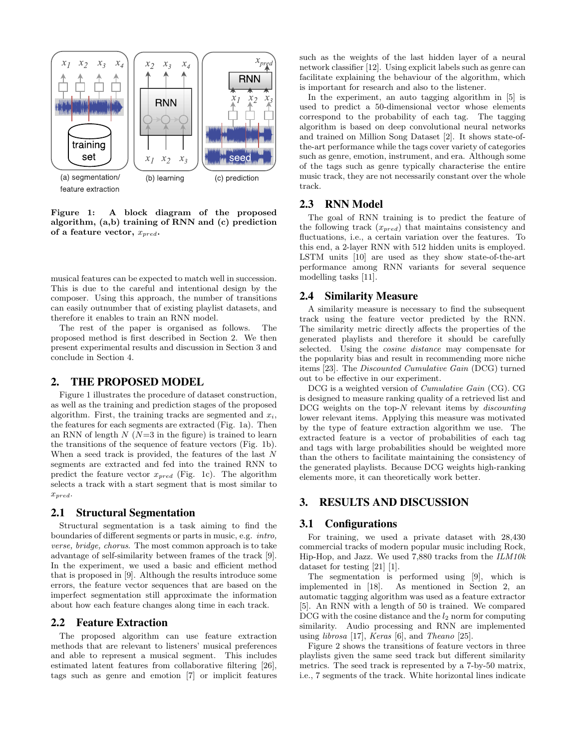**Figure 1: A block diagram of the proposed algorithm, (a,b) training of RNN and (c) prediction of a feature vector, $x_{pred}$.**

musical features can be expected to match well in succession. This is due to the careful and intentional design by the composer. Using this approach, the number of transitions can easily outnumber that of existing playlist datasets, and therefore it enables to train an RNN model.

The rest of the paper is organised as follows. The proposed method is first described in Section 2. We then present experimental results and discussion in Section 3 and conclude in Section 4.

## 2. THE PROPOSED MODEL

Figure 1 illustrates the procedure of dataset construction, as well as the training and prediction stages of the proposed algorithm. First, the training tracks are segmented and $x_i$, the features for each segments are extracted (Fig. 1a). Then an RNN of length $N$ ($N$=3 in the figure) is trained to learn the transitions of the sequence of feature vectors (Fig. 1b). When a seed track is provided, the features of the last $N$ segments are extracted and fed into the trained RNN to predict the feature vector $x_{pred}$ (Fig. 1c). The algorithm selects a track with a start segment that is most similar to $x_{pred}$.

### 2.1 Structural Segmentation

Structural segmentation is a task aiming to find the boundaries of different segments or parts in music, e.g. *intro, verse, bridge, chorus*. The most common approach is to take advantage of self-similarity between frames of the track [9]. In the experiment, we used a basic and efficient method that is proposed in [9]. Although the results introduce some errors, the feature vector sequences that are based on the imperfect segmentation still approximate the information about how each feature changes along time in each track.

### 2.2 Feature Extraction

The proposed algorithm can use feature extraction methods that are relevant to listeners' musical preferences and able to represent a musical segment. This includes estimated latent features from collaborative filtering [26], tags such as genre and emotion [7] or implicit features such as the weights of the last hidden layer of a neural network classifier [12]. Using explicit labels such as genre can facilitate explaining the behaviour of the algorithm, which is important for research and also to the listener.

In the experiment, an auto tagging algorithm in [5] is used to predict a 50-dimensional vector whose elements correspond to the probability of each tag. The tagging algorithm is based on deep convolutional neural networks and trained on Million Song Dataset [2]. It shows state-of-the-art performance while the tags cover variety of categories such as genre, emotion, instrument, and era. Although some of the tags such as genre typically characterise the entire music track, they are not necessarily constant over the whole track.

### 2.3 RNN Model

The goal of RNN training is to predict the feature of the following track ($x_{pred}$) that maintains consistency and fluctuations, i.e., a certain variation over the features. To this end, a 2-layer RNN with 512 hidden units is employed. LSTM units [10] are used as they show state-of-the-art performance among RNN variants for several sequence modelling tasks [11].

### 2.4 Similarity Measure

A similarity measure is necessary to find the subsequent track using the feature vector predicted by the RNN. The similarity metric directly affects the properties of the generated playlists and therefore it should be carefully selected. Using the *cosine distance* may compensate for the popularity bias and result in recommending more niche items [23]. The *Discounted Cumulative Gain* (DCG) turned out to be effective in our experiment.

DCG is a weighted version of *Cumulative Gain* (CG). CG is designed to measure ranking quality of a retrieved list and DCG weights on the top-$N$ relevant items by *discounting* lower relevant items. Applying this measure was motivated by the type of feature extraction algorithm we use. The extracted feature is a vector of probabilities of each tag and tags with large probabilities should be weighted more than the others to facilitate maintaining the consistency of the generated playlists. Because DCG weights high-ranking elements more, it can theoretically work better.

## 3. RESULTS AND DISCUSSION

### 3.1 Configurations

For training, we used a private dataset with 28,430 commercial tracks of modern popular music including Rock, Hip-Hop, and Jazz. We used 7,880 tracks from the *ILM10k* dataset for testing [21] [1].

The segmentation is performed using [9], which is implemented in [18]. As mentioned in Section 2, an automatic tagging algorithm was used as a feature extractor [5]. An RNN with a length of 50 is trained. We compared DCG with the cosine distance and the $l_2$ norm for computing similarity. Audio processing and RNN are implemented using *librosa* [17], *Keras* [6], and *Theano* [25].

Figure 2 shows the transitions of feature vectors in three playlists given the same seed track but different similarity metrics. The seed track is represented by a 7-by-50 matrix, i.e., 7 segments of the track. White horizontal lines indicate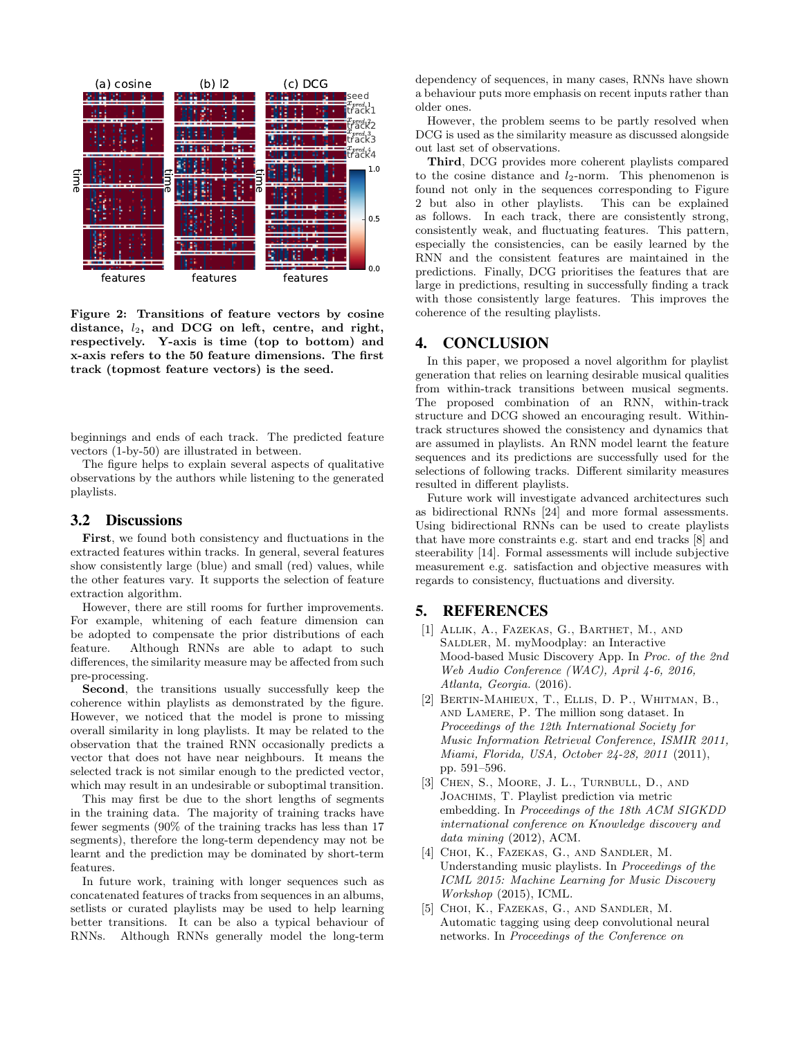**Figure 2: Transitions of feature vectors by cosine distance, $l_2$, and DCG on left, centre, and right, respectively. Y-axis is time (top to bottom) and x-axis refers to the 50 feature dimensions. The first track (topmost feature vectors) is the seed.**

beginnings and ends of each track. The predicted feature vectors (1-by-50) are illustrated in between.

The figure helps to explain several aspects of qualitative observations by the authors while listening to the generated playlists.

### 3.2 Discussions

**First**, we found both consistency and fluctuations in the extracted features within tracks. In general, several features show consistently large (blue) and small (red) values, while the other features vary. It supports the selection of feature extraction algorithm.

However, there are still rooms for further improvements. For example, whitening of each feature dimension can be adopted to compensate the prior distributions of each feature. Although RNNs are able to adapt to such differences, the similarity measure may be affected from such pre-processing.

**Second**, the transitions usually successfully keep the coherence within playlists as demonstrated by the figure. However, we noticed that the model is prone to missing overall similarity in long playlists. It may be related to the observation that the trained RNN occasionally predicts a vector that does not have near neighbours. It means the selected track is not similar enough to the predicted vector, which may result in an undesirable or suboptimal transition.

This may first be due to the short lengths of segments in the training data. The majority of training tracks have fewer segments (90% of the training tracks has less than 17 segments), therefore the long-term dependency may not be learnt and the prediction may be dominated by short-term features.

In future work, training with longer sequences such as concatenated features of tracks from sequences in an albums, setlists or curated playlists may be used to help learning better transitions. It can be also a typical behaviour of RNNs. Although RNNs generally model the long-term dependency of sequences, in many cases, RNNs have shown a behaviour puts more emphasis on recent inputs rather than older ones.

However, the problem seems to be partly resolved when DCG is used as the similarity measure as discussed alongside out last set of observations.

**Third**, DCG provides more coherent playlists compared to the cosine distance and $l_2$-norm. This phenomenon is found not only in the sequences corresponding to Figure 2 but also in other playlists. This can be explained as follows. In each track, there are consistently strong, consistently weak, and fluctuating features. This pattern, especially the consistencies, can be easily learned by the RNN and the consistent features are maintained in the predictions. Finally, DCG prioritises the features that are large in predictions, resulting in successfully finding a track with those consistently large features. This improves the coherence of the resulting playlists.

## 4. CONCLUSION

In this paper, we proposed a novel algorithm for playlist generation that relies on learning desirable musical qualities from within-track transitions between musical segments. The proposed combination of an RNN, within-track structure and DCG showed an encouraging result. Within-track structures showed the consistency and dynamics that are assumed in playlists. An RNN model learnt the feature sequences and its predictions are successfully used for the selections of following tracks. Different similarity measures resulted in different playlists.

Future work will investigate advanced architectures such as bidirectional RNNs [24] and more formal assessments. Using bidirectional RNNs can be used to create playlists that have more constraints e.g. start and end tracks [8] and steerability [14]. Formal assessments will include subjective measurement e.g. satisfaction and objective measures with regards to consistency, fluctuations and diversity.

## 5. REFERENCES

[1] Allik, A., Fazekas, G., Barthet, M., and Saldler, M. myMoodplay: an Interactive Mood-based Music Discovery App. In *Proc. of the 2nd Web Audio Conference (WAC), April 4-6, 2016, Atlanta, Georgia.* (2016).

[2] Bertin-Mahieux, T., Ellis, D. P., Whitman, B., and Lamere, P. The million song dataset. In *Proceedings of the 12th International Society for Music Information Retrieval Conference, ISMIR 2011, Miami, Florida, USA, October 24-28, 2011* (2011), pp. 591–596.

[3] Chen, S., Moore, J. L., Turnbull, D., and Joachims, T. Playlist prediction via metric embedding. In *Proceedings of the 18th ACM SIGKDD international conference on Knowledge discovery and data mining* (2012), ACM.

[4] Choi, K., Fazekas, G., and Sandler, M. Understanding music playlists. In *Proceedings of the ICML 2015: Machine Learning for Music Discovery Workshop* (2015), ICML.

[5] Choi, K., Fazekas, G., and Sandler, M. Automatic tagging using deep convolutional neural networks. In *Proceedings of the Conference on*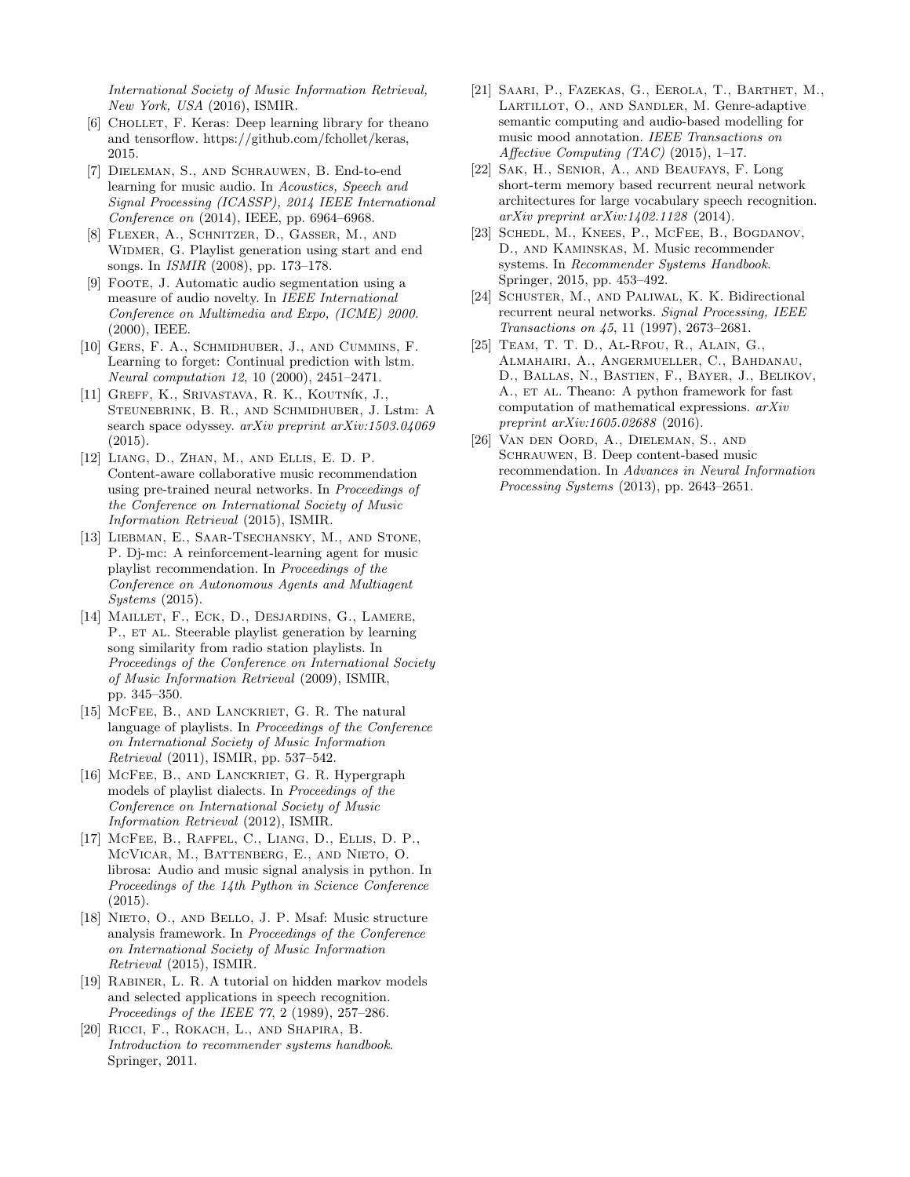*International Society of Music Information Retrieval, New York, USA* (2016), ISMIR.

[6] Chollet, F. Keras: Deep learning library for theano and tensorflow. https://github.com/fchollet/keras, 2015.

[7] Dieleman, S., and Schrauwen, B. End-to-end learning for music audio. In *Acoustics, Speech and Signal Processing (ICASSP), 2014 IEEE International Conference on* (2014), IEEE, pp. 6964–6968.

[8] Flexer, A., Schnitzer, D., Gasser, M., and Widmer, G. Playlist generation using start and end songs. In *ISMIR* (2008), pp. 173–178.

[9] Foote, J. Automatic audio segmentation using a measure of audio novelty. In *IEEE International Conference on Multimedia and Expo, (ICME) 2000.* (2000), IEEE.

[10] Gers, F. A., Schmidhuber, J., and Cummins, F. Learning to forget: Continual prediction with lstm. *Neural computation 12*, 10 (2000), 2451–2471.

[11] Greff, K., Srivastava, R. K., Koutník, J., Steunebrink, B. R., and Schmidhuber, J. Lstm: A search space odyssey. *arXiv preprint arXiv:1503.04069* (2015).

[12] Liang, D., Zhan, M., and Ellis, E. D. P. Content-aware collaborative music recommendation using pre-trained neural networks. In *Proceedings of the Conference on International Society of Music Information Retrieval* (2015), ISMIR.

[13] Liebman, E., Saar-Tsechansky, M., and Stone, P. Dj-mc: A reinforcement-learning agent for music playlist recommendation. In *Proceedings of the Conference on Autonomous Agents and Multiagent Systems* (2015).

[14] Maillet, F., Eck, D., Desjardins, G., Lamere, P., et al. Steerable playlist generation by learning song similarity from radio station playlists. In *Proceedings of the Conference on International Society of Music Information Retrieval* (2009), ISMIR, pp. 345–350.

[15] McFee, B., and Lanckriet, G. R. The natural language of playlists. In *Proceedings of the Conference on International Society of Music Information Retrieval* (2011), ISMIR, pp. 537–542.

[16] McFee, B., and Lanckriet, G. R. Hypergraph models of playlist dialects. In *Proceedings of the Conference on International Society of Music Information Retrieval* (2012), ISMIR.

[17] McFee, B., Raffel, C., Liang, D., Ellis, D. P., McVicar, M., Battenberg, E., and Nieto, O. librosa: Audio and music signal analysis in python. In *Proceedings of the 14th Python in Science Conference* (2015).

[18] Nieto, O., and Bello, J. P. Msaf: Music structure analysis framework. In *Proceedings of the Conference on International Society of Music Information Retrieval* (2015), ISMIR.

[19] Rabiner, L. R. A tutorial on hidden markov models and selected applications in speech recognition. *Proceedings of the IEEE 77*, 2 (1989), 257–286.

[20] Ricci, F., Rokach, L., and Shapira, B. *Introduction to recommender systems handbook*. Springer, 2011.

[21] Saari, P., Fazekas, G., Eerola, T., Barthet, M., Lartillot, O., and Sandler, M. Genre-adaptive semantic computing and audio-based modelling for music mood annotation. *IEEE Transactions on Affective Computing (TAC)* (2015), 1–17.

[22] Sak, H., Senior, A., and Beaufays, F. Long short-term memory based recurrent neural network architectures for large vocabulary speech recognition. *arXiv preprint arXiv:1402.1128* (2014).

[23] Schedl, M., Knees, P., McFee, B., Bogdanov, D., and Kaminskas, M. Music recommender systems. In *Recommender Systems Handbook*. Springer, 2015, pp. 453–492.

[24] Schuster, M., and Paliwal, K. K. Bidirectional recurrent neural networks. *Signal Processing, IEEE Transactions on 45*, 11 (1997), 2673–2681.

[25] Team, T. T. D., Al-Rfou, R., Alain, G., Almahairi, A., Angermueller, C., Bahdanau, D., Ballas, N., Bastien, F., Bayer, J., Belikov, A., et al. Theano: A python framework for fast computation of mathematical expressions. *arXiv preprint arXiv:1605.02688* (2016).

[26] Van den Oord, A., Dieleman, S., and Schrauwen, B. Deep content-based music recommendation. In *Advances in Neural Information Processing Systems* (2013), pp. 2643–2651.